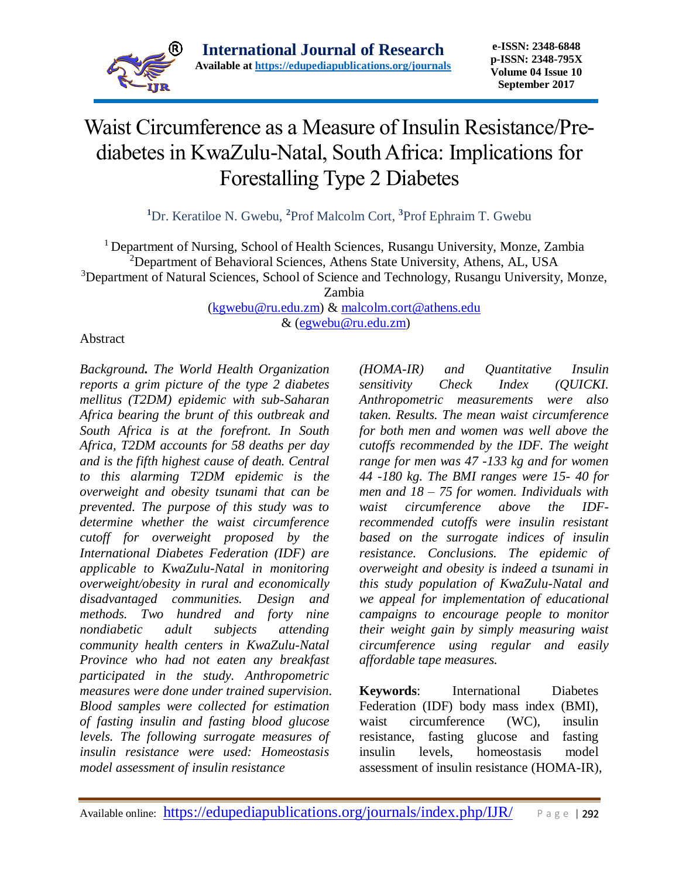# Waist Circumference as a Measure of Insulin Resistance/Pre-diabetes in KwaZulu-Natal, South Africa: Implications for Forestalling Type 2 Diabetes

[1]Dr. Keratiloe N. Gwebu, [2]Prof Malcolm Cort, [3]Prof Ephraim T. Gwebu

[1] Department of Nursing, School of Health Sciences, Rusangu University, Monze, Zambia
[2]Department of Behavioral Sciences, Athens State University, Athens, AL, USA
[3]Department of Natural Sciences, School of Science and Technology, Rusangu University, Monze, Zambia
(kgwebu@ru.edu.zm) & malcolm.cort@athens.edu
& (egwebu@ru.edu.zm)

Abstract

*__Background.__ The World Health Organization reports a grim picture of the type 2 diabetes mellitus (T2DM) epidemic with sub-Saharan Africa bearing the brunt of this outbreak and South Africa is at the forefront. In South Africa, T2DM accounts for 58 deaths per day and is the fifth highest cause of death. Central to this alarming T2DM epidemic is the overweight and obesity tsunami that can be prevented. The purpose of this study was to determine whether the waist circumference cutoff for overweight proposed by the International Diabetes Federation (IDF) are applicable to KwaZulu-Natal in monitoring overweight/obesity in rural and economically disadvantaged communities. Design and methods. Two hundred and forty nine nondiabetic adult subjects attending community health centers in KwaZulu-Natal Province who had not eaten any breakfast participated in the study. Anthropometric measures were done under trained supervision. Blood samples were collected for estimation of fasting insulin and fasting blood glucose levels. The following surrogate measures of insulin resistance were used: Homeostasis model assessment of insulin resistance (HOMA-IR) and Quantitative Insulin sensitivity Check Index (QUICKI. Anthropometric measurements were also taken. Results. The mean waist circumference for both men and women was well above the cutoffs recommended by the IDF. The weight range for men was 47 -133 kg and for women 44 -180 kg. The BMI ranges were 15- 40 for men and 18 – 75 for women. Individuals with waist circumference above the IDF-recommended cutoffs were insulin resistant based on the surrogate indices of insulin resistance. Conclusions. The epidemic of overweight and obesity is indeed a tsunami in this study population of KwaZulu-Natal and we appeal for implementation of educational campaigns to encourage people to monitor their weight gain by simply measuring waist circumference using regular and easily affordable tape measures.*

**Keywords**: International Diabetes Federation (IDF) body mass index (BMI), waist circumference (WC), insulin resistance, fasting glucose and fasting insulin levels, homeostasis model assessment of insulin resistance (HOMA-IR),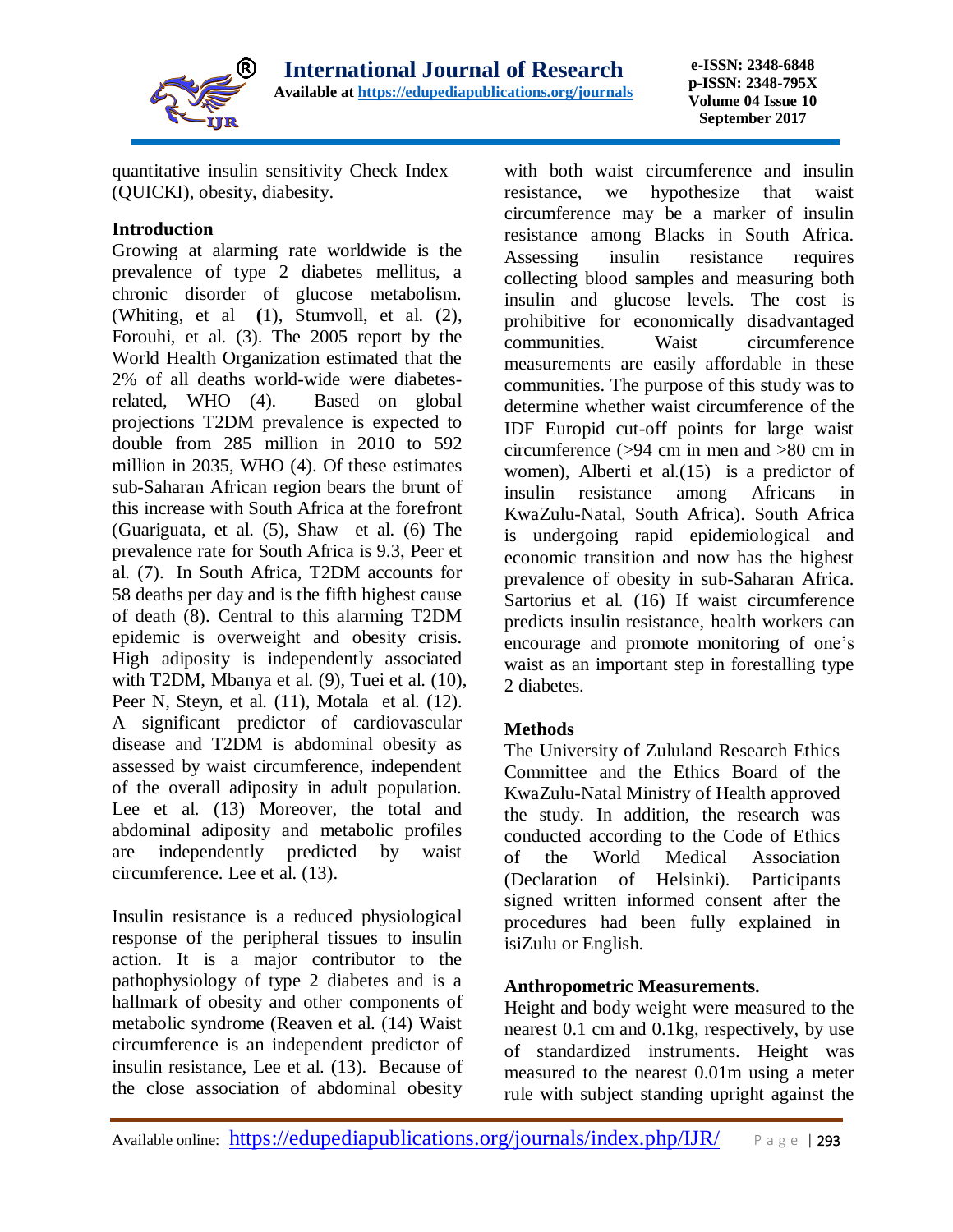quantitative insulin sensitivity Check Index (QUICKI), obesity, diabesity.

## Introduction

Growing at alarming rate worldwide is the prevalence of type 2 diabetes mellitus, a chronic disorder of glucose metabolism. (Whiting, et al **(**1), Stumvoll, et al. (2), Forouhi, et al. (3). The 2005 report by the World Health Organization estimated that the 2% of all deaths world-wide were diabetes-related, WHO (4). Based on global projections T2DM prevalence is expected to double from 285 million in 2010 to 592 million in 2035, WHO (4). Of these estimates sub-Saharan African region bears the brunt of this increase with South Africa at the forefront (Guariguata, et al. (5), Shaw et al. (6) The prevalence rate for South Africa is 9.3, Peer et al. (7). In South Africa, T2DM accounts for 58 deaths per day and is the fifth highest cause of death (8). Central to this alarming T2DM epidemic is overweight and obesity crisis. High adiposity is independently associated with T2DM, Mbanya et al. (9), Tuei et al. (10), Peer N, Steyn, et al. (11), Motala et al. (12). A significant predictor of cardiovascular disease and T2DM is abdominal obesity as assessed by waist circumference, independent of the overall adiposity in adult population. Lee et al. (13) Moreover, the total and abdominal adiposity and metabolic profiles are independently predicted by waist circumference. Lee et al. (13).

Insulin resistance is a reduced physiological response of the peripheral tissues to insulin action. It is a major contributor to the pathophysiology of type 2 diabetes and is a hallmark of obesity and other components of metabolic syndrome (Reaven et al. (14) Waist circumference is an independent predictor of insulin resistance, Lee et al. (13). Because of the close association of abdominal obesity with both waist circumference and insulin resistance, we hypothesize that waist circumference may be a marker of insulin resistance among Blacks in South Africa. Assessing insulin resistance requires collecting blood samples and measuring both insulin and glucose levels. The cost is prohibitive for economically disadvantaged communities. Waist circumference measurements are easily affordable in these communities. The purpose of this study was to determine whether waist circumference of the IDF Europid cut-off points for large waist circumference (>94 cm in men and >80 cm in women), Alberti et al.(15) is a predictor of insulin resistance among Africans in KwaZulu-Natal, South Africa). South Africa is undergoing rapid epidemiological and economic transition and now has the highest prevalence of obesity in sub-Saharan Africa. Sartorius et al. (16) If waist circumference predicts insulin resistance, health workers can encourage and promote monitoring of one's waist as an important step in forestalling type 2 diabetes.

## Methods

The University of Zululand Research Ethics Committee and the Ethics Board of the KwaZulu-Natal Ministry of Health approved the study. In addition, the research was conducted according to the Code of Ethics of the World Medical Association (Declaration of Helsinki). Participants signed written informed consent after the procedures had been fully explained in isiZulu or English.

### Anthropometric Measurements.

Height and body weight were measured to the nearest 0.1 cm and 0.1kg, respectively, by use of standardized instruments. Height was measured to the nearest 0.01m using a meter rule with subject standing upright against the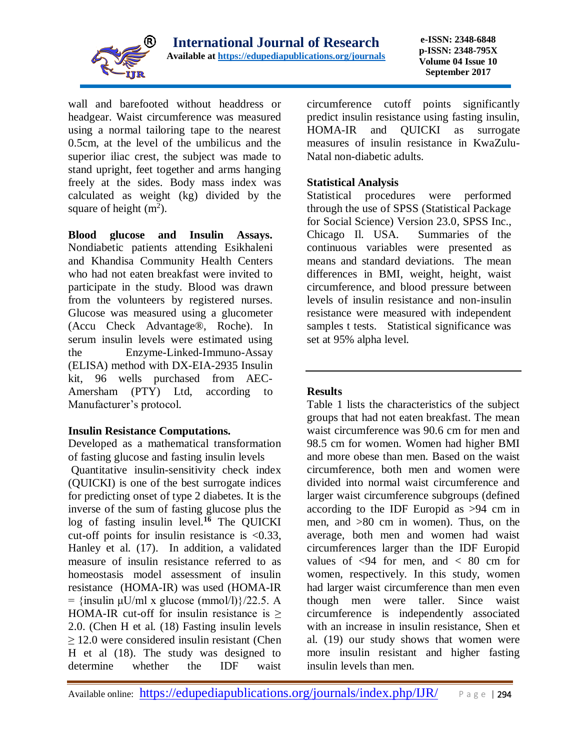wall and barefooted without headdress or headgear. Waist circumference was measured using a normal tailoring tape to the nearest 0.5cm, at the level of the umbilicus and the superior iliac crest, the subject was made to stand upright, feet together and arms hanging freely at the sides. Body mass index was calculated as weight (kg) divided by the square of height ($m^2$).

**Blood glucose and Insulin Assays.** Nondiabetic patients attending Esikhaleni and Khandisa Community Health Centers who had not eaten breakfast were invited to participate in the study. Blood was drawn from the volunteers by registered nurses. Glucose was measured using a glucometer (Accu Check Advantage®, Roche). In serum insulin levels were estimated using the Enzyme-Linked-Immuno-Assay (ELISA) method with DX-EIA-2935 Insulin kit, 96 wells purchased from AEC-Amersham (PTY) Ltd, according to Manufacturer's protocol.

**Insulin Resistance Computations.**

Developed as a mathematical transformation of fasting glucose and fasting insulin levels

Quantitative insulin-sensitivity check index (QUICKI) is one of the best surrogate indices for predicting onset of type 2 diabetes. It is the inverse of the sum of fasting glucose plus the log of fasting insulin level.[16] The QUICKI cut-off points for insulin resistance is <0.33, Hanley et al. (17). In addition, a validated measure of insulin resistance referred to as homeostasis model assessment of insulin resistance (HOMA-IR) was used (HOMA-IR = {insulin μU/ml x glucose (mmol/l)}/22.5. A HOMA-IR cut-off for insulin resistance is ≥ 2.0. (Chen H et al. (18) Fasting insulin levels ≥ 12.0 were considered insulin resistant (Chen H et al (18). The study was designed to determine whether the IDF waist circumference cutoff points significantly predict insulin resistance using fasting insulin, HOMA-IR and QUICKI as surrogate measures of insulin resistance in KwaZulu-Natal non-diabetic adults.

**Statistical Analysis**

Statistical procedures were performed through the use of SPSS (Statistical Package for Social Science) Version 23.0, SPSS Inc., Chicago Il. USA. Summaries of the continuous variables were presented as means and standard deviations. The mean differences in BMI, weight, height, waist circumference, and blood pressure between levels of insulin resistance and non-insulin resistance were measured with independent samples t tests. Statistical significance was set at 95% alpha level.

**Results**

Table 1 lists the characteristics of the subject groups that had not eaten breakfast. The mean waist circumference was 90.6 cm for men and 98.5 cm for women. Women had higher BMI and more obese than men. Based on the waist circumference, both men and women were divided into normal waist circumference and larger waist circumference subgroups (defined according to the IDF Europid as >94 cm in men, and >80 cm in women). Thus, on the average, both men and women had waist circumferences larger than the IDF Europid values of <94 for men, and < 80 cm for women, respectively. In this study, women had larger waist circumference than men even though men were taller. Since waist circumference is independently associated with an increase in insulin resistance, Shen et al. (19) our study shows that women were more insulin resistant and higher fasting insulin levels than men.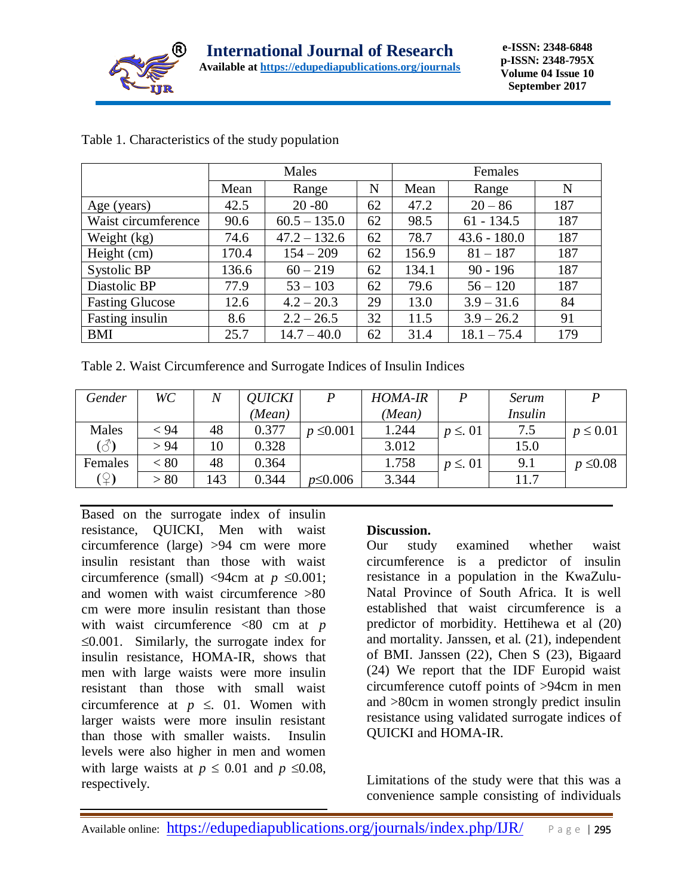Table 1. Characteristics of the study population

| | Males | | | Females | | |
|---|---|---|---|---|---|---|
| | Mean | Range | N | Mean | Range | N |
| Age (years) | 42.5 | 20 -80 | 62 | 47.2 | 20 – 86 | 187 |
| Waist circumference | 90.6 | 60.5 – 135.0 | 62 | 98.5 | 61 - 134.5 | 187 |
| Weight (kg) | 74.6 | 47.2 – 132.6 | 62 | 78.7 | 43.6 - 180.0 | 187 |
| Height (cm) | 170.4 | 154 – 209 | 62 | 156.9 | 81 – 187 | 187 |
| Systolic BP | 136.6 | 60 – 219 | 62 | 134.1 | 90 - 196 | 187 |
| Diastolic BP | 77.9 | 53 – 103 | 62 | 79.6 | 56 – 120 | 187 |
| Fasting Glucose | 12.6 | 4.2 – 20.3 | 29 | 13.0 | 3.9 – 31.6 | 84 |
| Fasting insulin | 8.6 | 2.2 – 26.5 | 32 | 11.5 | 3.9 – 26.2 | 91 |
| BMI | 25.7 | 14.7 – 40.0 | 62 | 31.4 | 18.1 – 75.4 | 179 |

Table 2. Waist Circumference and Surrogate Indices of Insulin Indices

| *Gender* | *WC* | *N* | *QUICKI (Mean)* | *P* | *HOMA-IR (Mean)* | *P* | *Serum Insulin* | *P* |
|---|---|---|---|---|---|---|---|---|
| Males | < 94 | 48 | 0.377 | $p \leq 0.001$ | 1.244 | $p \leq .01$ | 7.5 | $p \leq 0.01$ |
| (♂) | > 94 | 10 | 0.328 | | 3.012 | | 15.0 | |
| Females | < 80 | 48 | 0.364 | | 1.758 | $p \leq .01$ | 9.1 | $p \leq 0.08$ |
| (♀) | > 80 | 143 | 0.344 | $p \leq 0.006$ | 3.344 | | 11.7 | |

Based on the surrogate index of insulin resistance, QUICKI, Men with waist circumference (large) >94 cm were more insulin resistant than those with waist circumference (small) <94cm at $p \leq 0.001$; and women with waist circumference >80 cm were more insulin resistant than those with waist circumference <80 cm at $p \leq 0.001$. Similarly, the surrogate index for insulin resistance, HOMA-IR, shows that men with large waists were more insulin resistant than those with small waist circumference at $p \leq .01$. Women with larger waists were more insulin resistant than those with smaller waists. Insulin levels were also higher in men and women with large waists at $p \leq 0.01$ and $p \leq 0.08$, respectively.

**Discussion.**

Our study examined whether waist circumference is a predictor of insulin resistance in a population in the KwaZulu-Natal Province of South Africa. It is well established that waist circumference is a predictor of morbidity. Hettihewa et al (20) and mortality. Janssen, et al. (21), independent of BMI. Janssen (22), Chen S (23), Bigaard (24) We report that the IDF Europid waist circumference cutoff points of >94cm in men and >80cm in women strongly predict insulin resistance using validated surrogate indices of QUICKI and HOMA-IR.

Limitations of the study were that this was a convenience sample consisting of individuals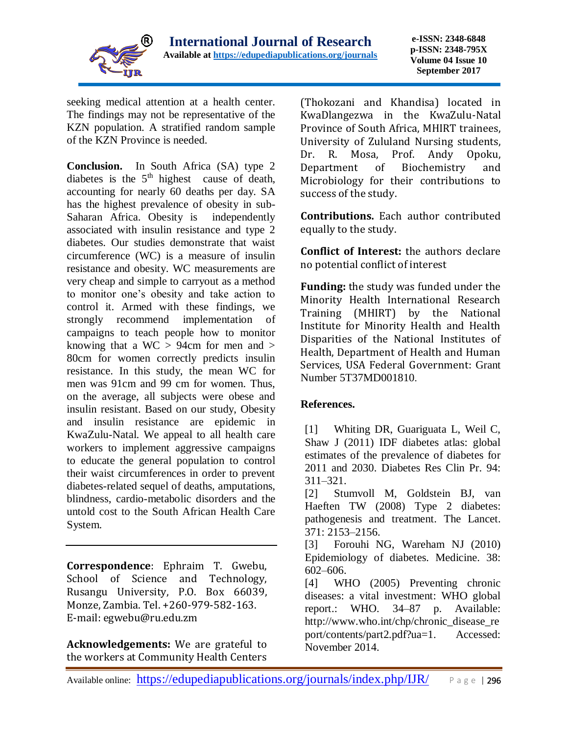seeking medical attention at a health center. The findings may not be representative of the KZN population. A stratified random sample of the KZN Province is needed.

**Conclusion.** In South Africa (SA) type 2 diabetes is the 5th highest cause of death, accounting for nearly 60 deaths per day. SA has the highest prevalence of obesity in sub-Saharan Africa. Obesity is independently associated with insulin resistance and type 2 diabetes. Our studies demonstrate that waist circumference (WC) is a measure of insulin resistance and obesity. WC measurements are very cheap and simple to carryout as a method to monitor one's obesity and take action to control it. Armed with these findings, we strongly recommend implementation of campaigns to teach people how to monitor knowing that a WC > 94cm for men and > 80cm for women correctly predicts insulin resistance. In this study, the mean WC for men was 91cm and 99 cm for women. Thus, on the average, all subjects were obese and insulin resistant. Based on our study, Obesity and insulin resistance are epidemic in KwaZulu-Natal. We appeal to all health care workers to implement aggressive campaigns to educate the general population to control their waist circumferences in order to prevent diabetes-related sequel of deaths, amputations, blindness, cardio-metabolic disorders and the untold cost to the South African Health Care System.

---

**Correspondence**: Ephraim T. Gwebu, School of Science and Technology, Rusangu University, P.O. Box 66039, Monze, Zambia. Tel. +260-979-582-163. E-mail: egwebu@ru.edu.zm

**Acknowledgements:** We are grateful to the workers at Community Health Centers (Thokozani and Khandisa) located in KwaDlangezwa in the KwaZulu-Natal Province of South Africa, MHIRT trainees, University of Zululand Nursing students, Dr. R. Mosa, Prof. Andy Opoku, Department of Biochemistry and Microbiology for their contributions to success of the study.

**Contributions.** Each author contributed equally to the study.

**Conflict of Interest:** the authors declare no potential conflict of interest

**Funding:** the study was funded under the Minority Health International Research Training (MHIRT) by the National Institute for Minority Health and Health Disparities of the National Institutes of Health, Department of Health and Human Services, USA Federal Government: Grant Number 5T37MD001810.

**References.**

[1] Whiting DR, Guariguata L, Weil C, Shaw J (2011) IDF diabetes atlas: global estimates of the prevalence of diabetes for 2011 and 2030. Diabetes Res Clin Pr. 94: 311–321.

[2] Stumvoll M, Goldstein BJ, van Haeften TW (2008) Type 2 diabetes: pathogenesis and treatment. The Lancet. 371: 2153–2156.

[3] Forouhi NG, Wareham NJ (2010) Epidemiology of diabetes. Medicine. 38: 602–606.

[4] WHO (2005) Preventing chronic diseases: a vital investment: WHO global report.: WHO. 34–87 p. Available: http://www.who.int/chp/chronic_disease_report/contents/part2.pdf?ua=1. Accessed: November 2014.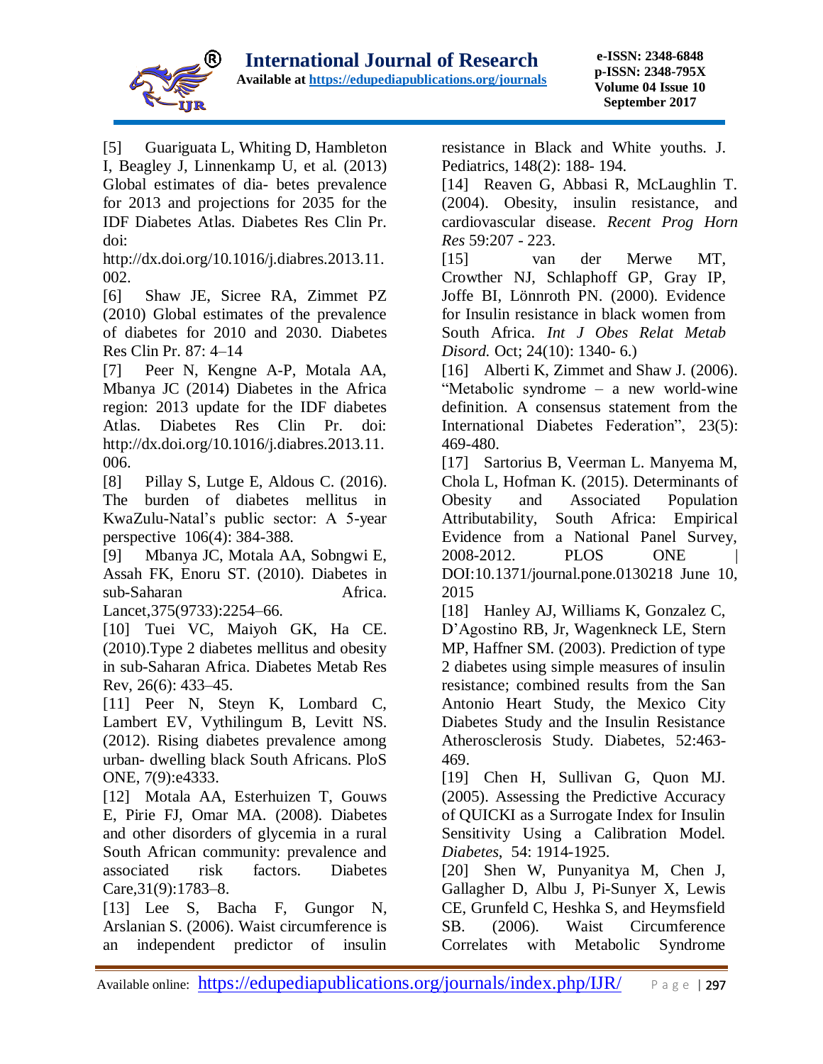[5] Guariguata L, Whiting D, Hambleton I, Beagley J, Linnenkamp U, et al. (2013) Global estimates of dia- betes prevalence for 2013 and projections for 2035 for the IDF Diabetes Atlas. Diabetes Res Clin Pr. doi: http://dx.doi.org/10.1016/j.diabres.2013.11.002.

[6] Shaw JE, Sicree RA, Zimmet PZ (2010) Global estimates of the prevalence of diabetes for 2010 and 2030. Diabetes Res Clin Pr. 87: 4–14

[7] Peer N, Kengne A-P, Motala AA, Mbanya JC (2014) Diabetes in the Africa region: 2013 update for the IDF diabetes Atlas. Diabetes Res Clin Pr. doi: http://dx.doi.org/10.1016/j.diabres.2013.11.006.

[8] Pillay S, Lutge E, Aldous C. (2016). The burden of diabetes mellitus in KwaZulu-Natal's public sector: A 5-year perspective 106(4): 384-388.

[9] Mbanya JC, Motala AA, Sobngwi E, Assah FK, Enoru ST. (2010). Diabetes in sub-Saharan Africa. Lancet,375(9733):2254–66.

[10] Tuei VC, Maiyoh GK, Ha CE. (2010).Type 2 diabetes mellitus and obesity in sub-Saharan Africa. Diabetes Metab Res Rev, 26(6): 433–45.

[11] Peer N, Steyn K, Lombard C, Lambert EV, Vythilingum B, Levitt NS. (2012). Rising diabetes prevalence among urban- dwelling black South Africans. PloS ONE, 7(9):e4333.

[12] Motala AA, Esterhuizen T, Gouws E, Pirie FJ, Omar MA. (2008). Diabetes and other disorders of glycemia in a rural South African community: prevalence and associated risk factors. Diabetes Care,31(9):1783–8.

[13] Lee S, Bacha F, Gungor N, Arslanian S. (2006). Waist circumference is an independent predictor of insulin resistance in Black and White youths. J. Pediatrics, 148(2): 188- 194.

[14] Reaven G, Abbasi R, McLaughlin T. (2004). Obesity, insulin resistance, and cardiovascular disease. *Recent Prog Horn Res* 59:207 - 223.

[15] van der Merwe MT, Crowther NJ, Schlaphoff GP, Gray IP, Joffe BI, Lönnroth PN. (2000). Evidence for Insulin resistance in black women from South Africa. *Int J Obes Relat Metab Disord.* Oct; 24(10): 1340- 6.)

[16] Alberti K, Zimmet and Shaw J. (2006). "Metabolic syndrome – a new world-wine definition. A consensus statement from the International Diabetes Federation", 23(5): 469-480.

[17] Sartorius B, Veerman L. Manyema M, Chola L, Hofman K. (2015). Determinants of Obesity and Associated Population Attributability, South Africa: Empirical Evidence from a National Panel Survey, 2008-2012. PLOS ONE | DOI:10.1371/journal.pone.0130218 June 10, 2015

[18] Hanley AJ, Williams K, Gonzalez C, D'Agostino RB, Jr, Wagenkneck LE, Stern MP, Haffner SM. (2003). Prediction of type 2 diabetes using simple measures of insulin resistance; combined results from the San Antonio Heart Study, the Mexico City Diabetes Study and the Insulin Resistance Atherosclerosis Study. Diabetes, 52:463-469.

[19] Chen H, Sullivan G, Quon MJ. (2005). Assessing the Predictive Accuracy of QUICKI as a Surrogate Index for Insulin Sensitivity Using a Calibration Model. *Diabetes*, 54: 1914-1925.

[20] Shen W, Punyanitya M, Chen J, Gallagher D, Albu J, Pi-Sunyer X, Lewis CE, Grunfeld C, Heshka S, and Heymsfield SB. (2006). Waist Circumference Correlates with Metabolic Syndrome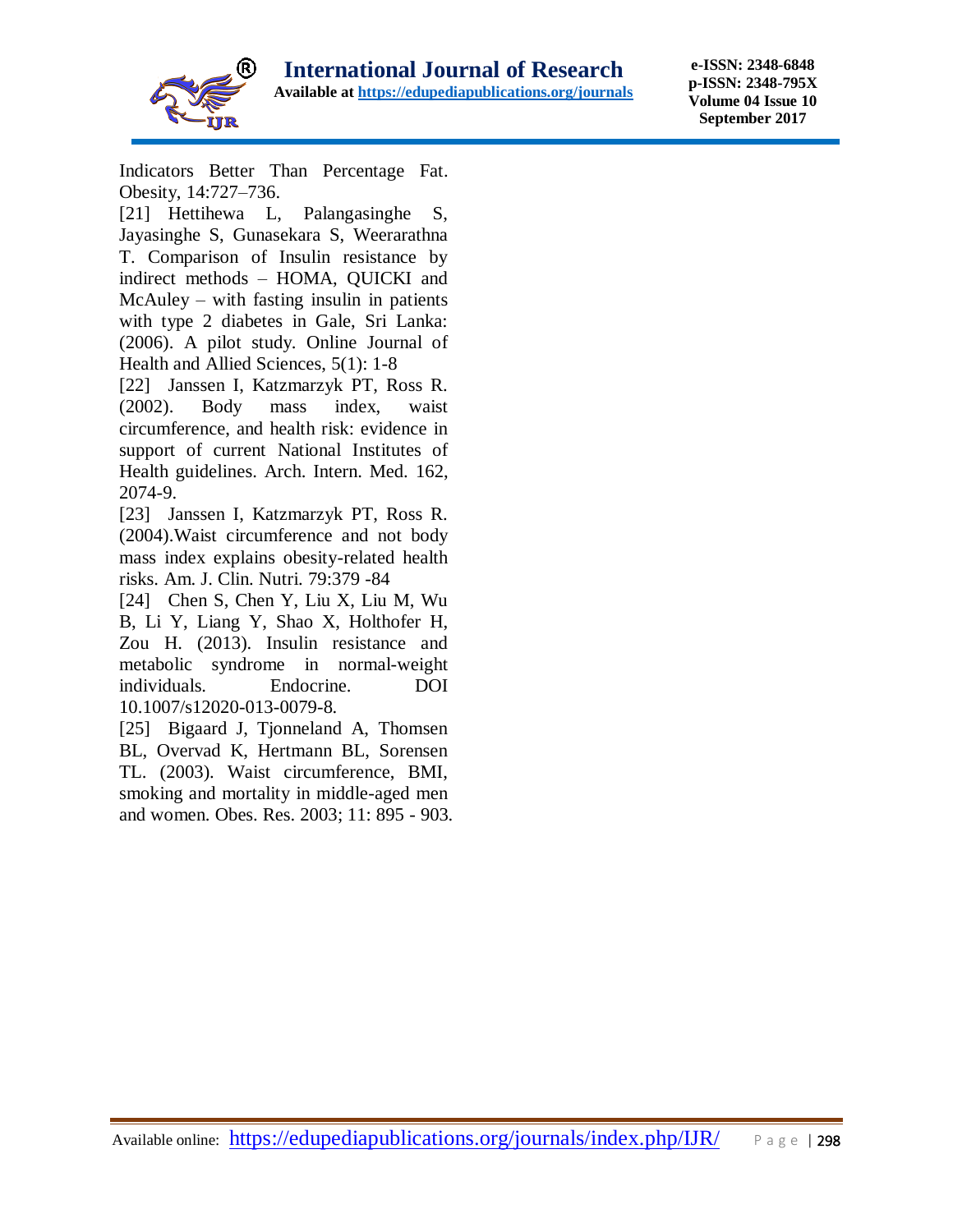Indicators Better Than Percentage Fat. Obesity, 14:727–736.

[21] Hettihewa L, Palangasinghe S, Jayasinghe S, Gunasekara S, Weerarathna T. Comparison of Insulin resistance by indirect methods – HOMA, QUICKI and McAuley – with fasting insulin in patients with type 2 diabetes in Gale, Sri Lanka: (2006). A pilot study. Online Journal of Health and Allied Sciences, 5(1): 1-8

[22] Janssen I, Katzmarzyk PT, Ross R. (2002). Body mass index, waist circumference, and health risk: evidence in support of current National Institutes of Health guidelines. Arch. Intern. Med. 162, 2074-9.

[23] Janssen I, Katzmarzyk PT, Ross R. (2004).Waist circumference and not body mass index explains obesity-related health risks. Am. J. Clin. Nutri. 79:379 -84

[24] Chen S, Chen Y, Liu X, Liu M, Wu B, Li Y, Liang Y, Shao X, Holthofer H, Zou H. (2013). Insulin resistance and metabolic syndrome in normal-weight individuals. Endocrine. DOI 10.1007/s12020-013-0079-8.

[25] Bigaard J, Tjonneland A, Thomsen BL, Overvad K, Hertmann BL, Sorensen TL. (2003). Waist circumference, BMI, smoking and mortality in middle-aged men and women. Obes. Res. 2003; 11: 895 - 903.